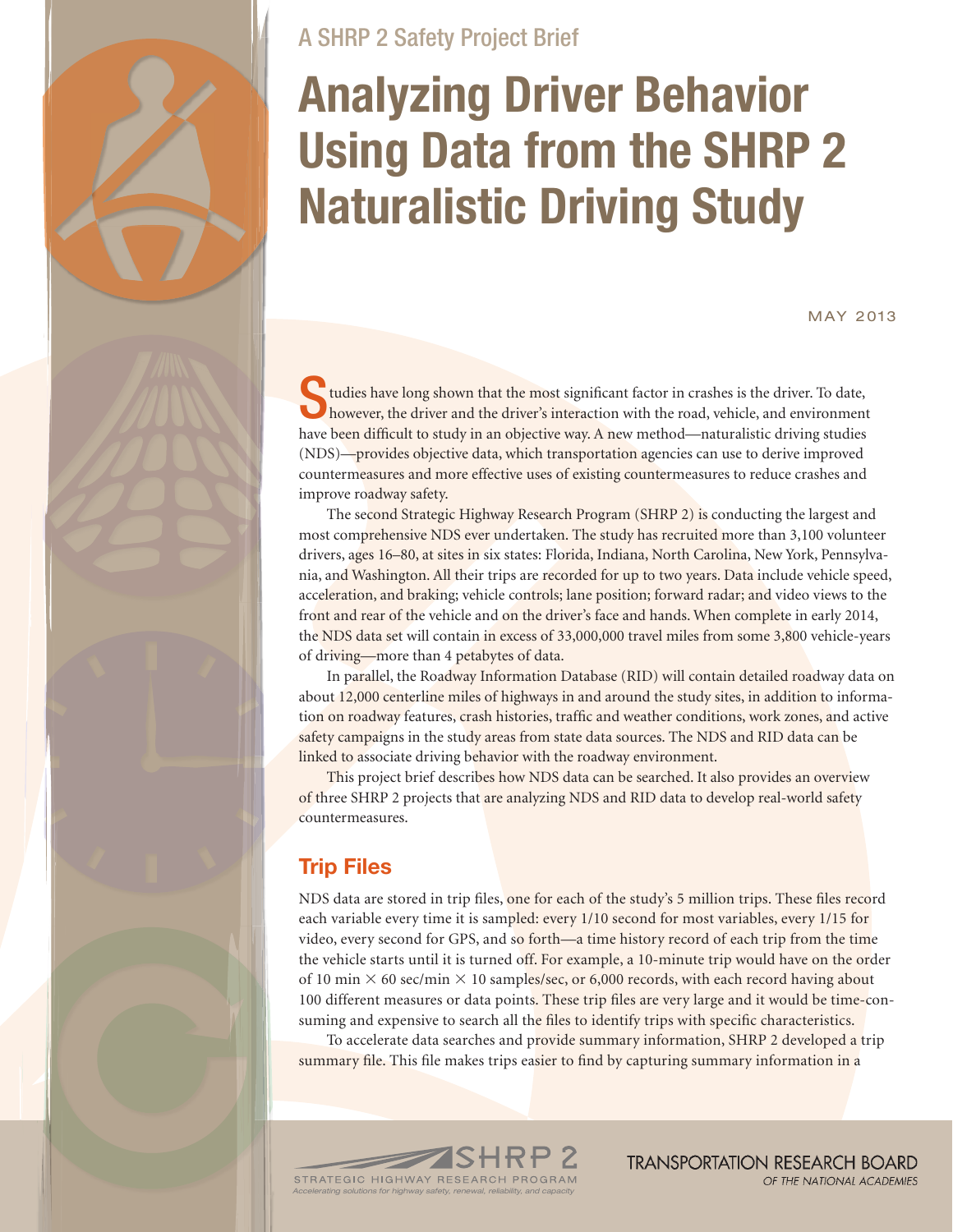A SHRP 2 Safety Project Brief

# Analyzing Driver Behavior Using Data from the SHRP 2 Naturalistic Driving Study

MAY 2013

Studies have long shown that the most significant factor in crashes is the driver. To date, however, the driver and the driver's interaction with the road, vehicle, and environment have been difficult to study in an objective way. A new method—naturalistic driving studies (NDS)—provides objective data, which transportation agencies can use to derive improved countermeasures and more effective uses of existing countermeasures to reduce crashes and improve roadway safety.

The second Strategic Highway Research Program (SHRP 2) is conducting the largest and most comprehensive NDS ever undertaken. The study has recruited more than 3,100 volunteer drivers, ages 16–80, at sites in six states: Florida, Indiana, North Carolina, New York, Pennsylvania, and Washington. All their trips are recorded for up to two years. Data include vehicle speed, acceleration, and braking; vehicle controls; lane position; forward radar; and video views to the front and rear of the vehicle and on the driver's face and hands. When complete in early 2014, the NDS data set will contain in excess of 33,000,000 travel miles from some 3,800 vehicle-years of driving—more than 4 petabytes of data.

In parallel, the Roadway Information Database (RID) will contain detailed roadway data on about 12,000 centerline miles of highways in and around the study sites, in addition to information on roadway features, crash histories, traffic and weather conditions, work zones, and active safety campaigns in the study areas from state data sources. The NDS and RID data can be linked to associate driving behavior with the roadway environment.

This project brief describes how NDS data can be searched. It also provides an overview of three SHRP 2 projects that are analyzing NDS and RID data to develop real-world safety countermeasures.

## Trip Files

NDS data are stored in trip files, one for each of the study's 5 million trips. These files record each variable every time it is sampled: every 1/10 second for most variables, every 1/15 for video, every second for GPS, and so forth—a time history record of each trip from the time the vehicle starts until it is turned off. For example, a 10-minute trip would have on the order of 10 min $\times$ 60 sec/min $\times$ 10 samples/sec, or 6,000 records, with each record having about 100 different measures or data points. These trip files are very large and it would be time-consuming and expensive to search all the files to identify trips with specific characteristics.

To accelerate data searches and provide summary information, SHRP 2 developed a trip summary file. This file makes trips easier to find by capturing summary information in a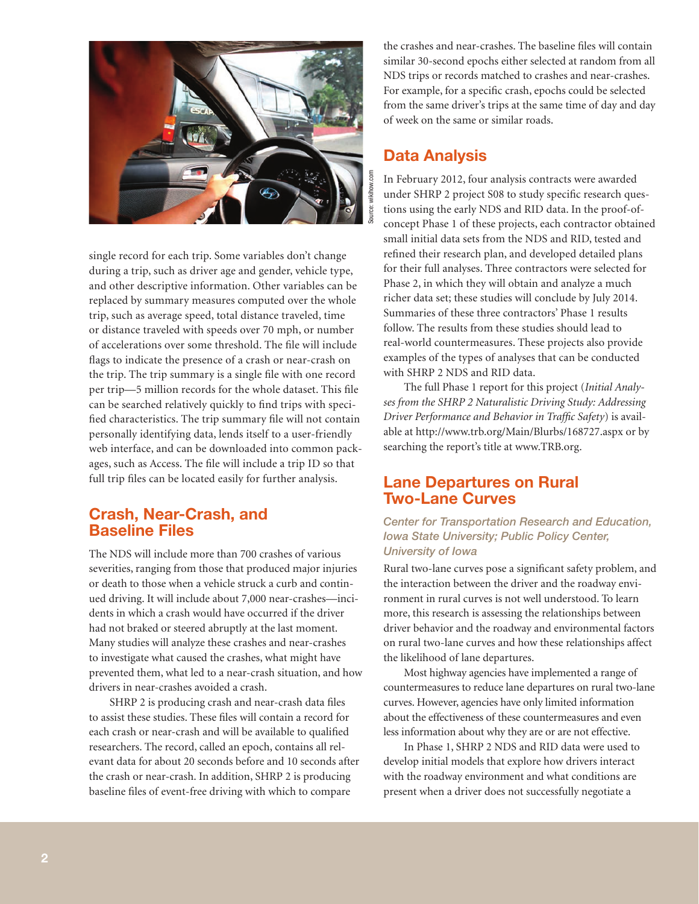single record for each trip. Some variables don't change during a trip, such as driver age and gender, vehicle type, and other descriptive information. Other variables can be replaced by summary measures computed over the whole trip, such as average speed, total distance traveled, time or distance traveled with speeds over 70 mph, or number of accelerations over some threshold. The file will include flags to indicate the presence of a crash or near-crash on the trip. The trip summary is a single file with one record per trip—5 million records for the whole dataset. This file can be searched relatively quickly to find trips with specified characteristics. The trip summary file will not contain personally identifying data, lends itself to a user-friendly web interface, and can be downloaded into common packages, such as Access. The file will include a trip ID so that full trip files can be located easily for further analysis.

## Crash, Near-Crash, and Baseline Files

The NDS will include more than 700 crashes of various severities, ranging from those that produced major injuries or death to those when a vehicle struck a curb and continued driving. It will include about 7,000 near-crashes—incidents in which a crash would have occurred if the driver had not braked or steered abruptly at the last moment. Many studies will analyze these crashes and near-crashes to investigate what caused the crashes, what might have prevented them, what led to a near-crash situation, and how drivers in near-crashes avoided a crash.

SHRP 2 is producing crash and near-crash data files to assist these studies. These files will contain a record for each crash or near-crash and will be available to qualified researchers. The record, called an epoch, contains all relevant data for about 20 seconds before and 10 seconds after the crash or near-crash. In addition, SHRP 2 is producing baseline files of event-free driving with which to compare the crashes and near-crashes. The baseline files will contain similar 30-second epochs either selected at random from all NDS trips or records matched to crashes and near-crashes. For example, for a specific crash, epochs could be selected from the same driver's trips at the same time of day and day of week on the same or similar roads.

## Data Analysis

In February 2012, four analysis contracts were awarded under SHRP 2 project S08 to study specific research questions using the early NDS and RID data. In the proof-of-concept Phase 1 of these projects, each contractor obtained small initial data sets from the NDS and RID, tested and refined their research plan, and developed detailed plans for their full analyses. Three contractors were selected for Phase 2, in which they will obtain and analyze a much richer data set; these studies will conclude by July 2014. Summaries of these three contractors' Phase 1 results follow. The results from these studies should lead to real-world countermeasures. These projects also provide examples of the types of analyses that can be conducted with SHRP 2 NDS and RID data.

The full Phase 1 report for this project (*Initial Analyses from the SHRP 2 Naturalistic Driving Study: Addressing Driver Performance and Behavior in Traffic Safety*) is available at http://www.trb.org/Main/Blurbs/168727.aspx or by searching the report's title at www.TRB.org.

## Lane Departures on Rural Two-Lane Curves

*Center for Transportation Research and Education, Iowa State University; Public Policy Center, University of Iowa*

Rural two-lane curves pose a significant safety problem, and the interaction between the driver and the roadway environment in rural curves is not well understood. To learn more, this research is assessing the relationships between driver behavior and the roadway and environmental factors on rural two-lane curves and how these relationships affect the likelihood of lane departures.

Most highway agencies have implemented a range of countermeasures to reduce lane departures on rural two-lane curves. However, agencies have only limited information about the effectiveness of these countermeasures and even less information about why they are or are not effective.

In Phase 1, SHRP 2 NDS and RID data were used to develop initial models that explore how drivers interact with the roadway environment and what conditions are present when a driver does not successfully negotiate a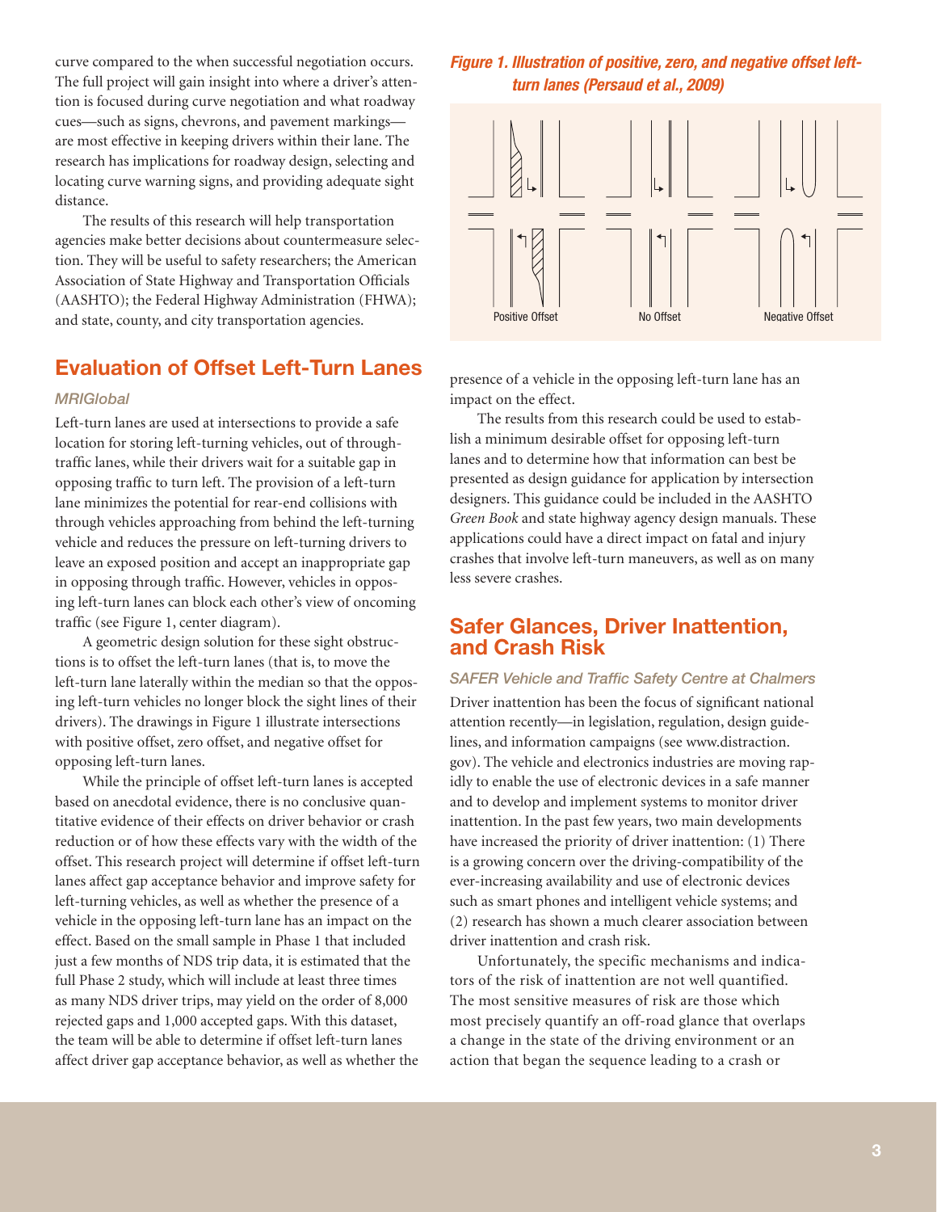curve compared to the when successful negotiation occurs. The full project will gain insight into where a driver's attention is focused during curve negotiation and what roadway cues—such as signs, chevrons, and pavement markings—are most effective in keeping drivers within their lane. The research has implications for roadway design, selecting and locating curve warning signs, and providing adequate sight distance.

The results of this research will help transportation agencies make better decisions about countermeasure selection. They will be useful to safety researchers; the American Association of State Highway and Transportation Officials (AASHTO); the Federal Highway Administration (FHWA); and state, county, and city transportation agencies.

## Evaluation of Offset Left-Turn Lanes

*MRIGlobal*

Left-turn lanes are used at intersections to provide a safe location for storing left-turning vehicles, out of through-traffic lanes, while their drivers wait for a suitable gap in opposing traffic to turn left. The provision of a left-turn lane minimizes the potential for rear-end collisions with through vehicles approaching from behind the left-turning vehicle and reduces the pressure on left-turning drivers to leave an exposed position and accept an inappropriate gap in opposing through traffic. However, vehicles in opposing left-turn lanes can block each other's view of oncoming traffic (see Figure 1, center diagram).

A geometric design solution for these sight obstructions is to offset the left-turn lanes (that is, to move the left-turn lane laterally within the median so that the opposing left-turn vehicles no longer block the sight lines of their drivers). The drawings in Figure 1 illustrate intersections with positive offset, zero offset, and negative offset for opposing left-turn lanes.

While the principle of offset left-turn lanes is accepted based on anecdotal evidence, there is no conclusive quantitative evidence of their effects on driver behavior or crash reduction or of how these effects vary with the width of the offset. This research project will determine if offset left-turn lanes affect gap acceptance behavior and improve safety for left-turning vehicles, as well as whether the presence of a vehicle in the opposing left-turn lane has an impact on the effect. Based on the small sample in Phase 1 that included just a few months of NDS trip data, it is estimated that the full Phase 2 study, which will include at least three times as many NDS driver trips, may yield on the order of 8,000 rejected gaps and 1,000 accepted gaps. With this dataset, the team will be able to determine if offset left-turn lanes affect driver gap acceptance behavior, as well as whether the presence of a vehicle in the opposing left-turn lane has an impact on the effect.

***Figure 1. Illustration of positive, zero, and negative offset left-turn lanes (Persaud et al., 2009)***

Positive Offset — No Offset — Negative Offset

The results from this research could be used to establish a minimum desirable offset for opposing left-turn lanes and to determine how that information can best be presented as design guidance for application by intersection designers. This guidance could be included in the AASHTO *Green Book* and state highway agency design manuals. These applications could have a direct impact on fatal and injury crashes that involve left-turn maneuvers, as well as on many less severe crashes.

## Safer Glances, Driver Inattention, and Crash Risk

*SAFER Vehicle and Traffic Safety Centre at Chalmers*

Driver inattention has been the focus of significant national attention recently—in legislation, regulation, design guidelines, and information campaigns (see www.distraction.gov). The vehicle and electronics industries are moving rapidly to enable the use of electronic devices in a safe manner and to develop and implement systems to monitor driver inattention. In the past few years, two main developments have increased the priority of driver inattention: (1) There is a growing concern over the driving-compatibility of the ever-increasing availability and use of electronic devices such as smart phones and intelligent vehicle systems; and (2) research has shown a much clearer association between driver inattention and crash risk.

Unfortunately, the specific mechanisms and indicators of the risk of inattention are not well quantified. The most sensitive measures of risk are those which most precisely quantify an off-road glance that overlaps a change in the state of the driving environment or an action that began the sequence leading to a crash or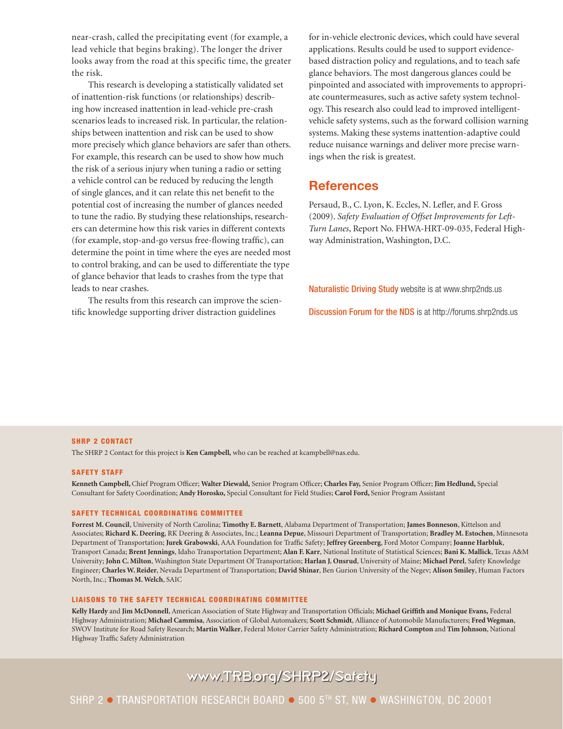near-crash, called the precipitating event (for example, a lead vehicle that begins braking). The longer the driver looks away from the road at this specific time, the greater the risk.

This research is developing a statistically validated set of inattention-risk functions (or relationships) describing how increased inattention in lead-vehicle pre-crash scenarios leads to increased risk. In particular, the relationships between inattention and risk can be used to show more precisely which glance behaviors are safer than others. For example, this research can be used to show how much the risk of a serious injury when tuning a radio or setting a vehicle control can be reduced by reducing the length of single glances, and it can relate this net benefit to the potential cost of increasing the number of glances needed to tune the radio. By studying these relationships, researchers can determine how this risk varies in different contexts (for example, stop-and-go versus free-flowing traffic), can determine the point in time where the eyes are needed most to control braking, and can be used to differentiate the type of glance behavior that leads to crashes from the type that leads to near crashes.

The results from this research can improve the scientific knowledge supporting driver distraction guidelines for in-vehicle electronic devices, which could have several applications. Results could be used to support evidence-based distraction policy and regulations, and to teach safe glance behaviors. The most dangerous glances could be pinpointed and associated with improvements to appropriate countermeasures, such as active safety system technology. This research also could lead to improved intelligent-vehicle safety systems, such as the forward collision warning systems. Making these systems inattention-adaptive could reduce nuisance warnings and deliver more precise warnings when the risk is greatest.

## References

Persaud, B., C. Lyon, K. Eccles, N. Lefler, and F. Gross (2009). *Safety Evaluation of Offset Improvements for Left-Turn Lanes*, Report No. FHWA-HRT-09-035, Federal Highway Administration, Washington, D.C.

Naturalistic Driving Study website is at www.shrp2nds.us

Discussion Forum for the NDS is at http://forums.shrp2nds.us

### SHRP 2 CONTACT

The SHRP 2 Contact for this project is **Ken Campbell,** who can be reached at kcampbell@nas.edu.

### SAFETY STAFF

**Kenneth Campbell,** Chief Program Officer; **Walter Diewald,** Senior Program Officer; **Charles Fay,** Senior Program Officer; **Jim Hedlund,** Special Consultant for Safety Coordination; **Andy Horosko,** Special Consultant for Field Studies; **Carol Ford,** Senior Program Assistant

### SAFETY TECHNICAL COORDINATING COMMITTEE

**Forrest M. Council**, University of North Carolina; **Timothy E. Barnett**, Alabama Department of Transportation; **James Bonneson**, Kittelson and Associates; **Richard K. Deering**, RK Deering & Associates, Inc.; **Leanna Depue**, Missouri Department of Transportation; **Bradley M. Estochen**, Minnesota Department of Transportation; **Jurek Grabowski**, AAA Foundation for Traffic Safety; **Jeffrey Greenberg**, Ford Motor Company; **Joanne Harbluk**, Transport Canada; **Brent Jennings**, Idaho Transportation Department; **Alan F. Karr**, National Institute of Statistical Sciences; **Bani K. Mallick**, Texas A&M University; **John C. Milton**, Washington State Department Of Transportation; **Harlan J. Onsrud**, University of Maine; **Michael Perel**, Safety Knowledge Engineer; **Charles W. Reider**, Nevada Department of Transportation; **David Shinar**, Ben Gurion University of the Negev; **Alison Smiley**, Human Factors North, Inc.; **Thomas M. Welch**, SAIC

### LIAISONS TO THE SAFETY TECHNICAL COORDINATING COMMITTEE

**Kelly Hardy** and **Jim McDonnell**, American Association of State Highway and Transportation Officials; **Michael Griffith and Monique Evans,** Federal Highway Administration; **Michael Cammisa**, Association of Global Automakers; **Scott Schmidt**, Alliance of Automobile Manufacturers; **Fred Wegman**, SWOV Institute for Road Safety Research; **Martin Walker**, Federal Motor Carrier Safety Administration; **Richard Compton** and **Tim Johnson**, National Highway Traffic Safety Administration

www.TRB.org/SHRP2/Safety

SHRP 2 • TRANSPORTATION RESEARCH BOARD • 500 5TH ST, NW • WASHINGTON, DC 20001